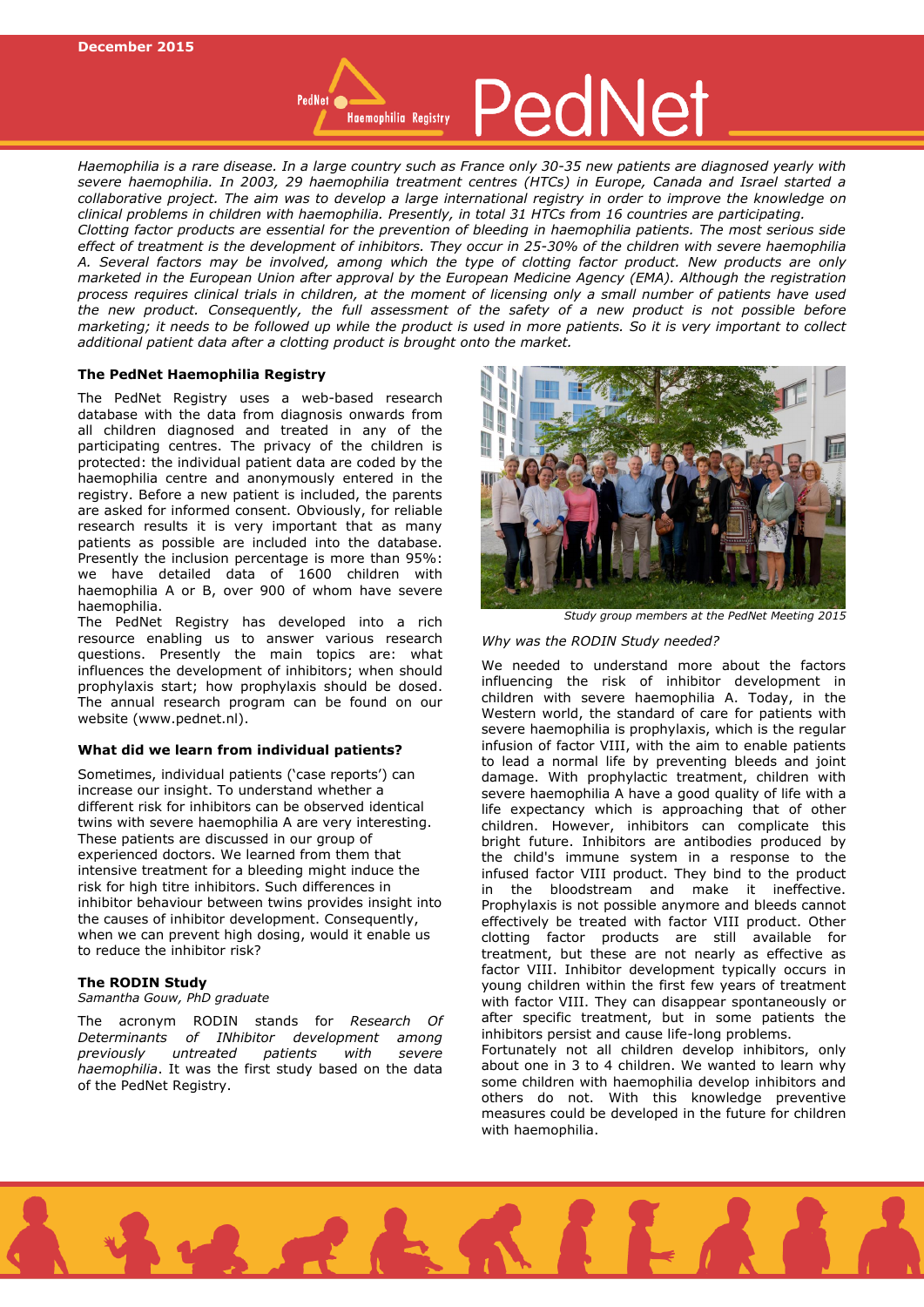December 2015

# PedNet

*Haemophilia is a rare disease. In a large country such as France only 30-35 new patients are diagnosed yearly with severe haemophilia. In 2003, 29 haemophilia treatment centres (HTCs) in Europe, Canada and Israel started a collaborative project. The aim was to develop a large international registry in order to improve the knowledge on clinical problems in children with haemophilia. Presently, in total 31 HTCs from 16 countries are participating.*
*Clotting factor products are essential for the prevention of bleeding in haemophilia patients. The most serious side effect of treatment is the development of inhibitors. They occur in 25-30% of the children with severe haemophilia A. Several factors may be involved, among which the type of clotting factor product. New products are only marketed in the European Union after approval by the European Medicine Agency (EMA). Although the registration process requires clinical trials in children, at the moment of licensing only a small number of patients have used the new product. Consequently, the full assessment of the safety of a new product is not possible before marketing; it needs to be followed up while the product is used in more patients. So it is very important to collect additional patient data after a clotting product is brought onto the market.*

## The PedNet Haemophilia Registry

The PedNet Registry uses a web-based research database with the data from diagnosis onwards from all children diagnosed and treated in any of the participating centres. The privacy of the children is protected: the individual patient data are coded by the haemophilia centre and anonymously entered in the registry. Before a new patient is included, the parents are asked for informed consent. Obviously, for reliable research results it is very important that as many patients as possible are included into the database. Presently the inclusion percentage is more than 95%: we have detailed data of 1600 children with haemophilia A or B, over 900 of whom have severe haemophilia.
The PedNet Registry has developed into a rich resource enabling us to answer various research questions. Presently the main topics are: what influences the development of inhibitors; when should prophylaxis start; how prophylaxis should be dosed. The annual research program can be found on our website (www.pednet.nl).

## What did we learn from individual patients?

Sometimes, individual patients ('case reports') can increase our insight. To understand whether a different risk for inhibitors can be observed identical twins with severe haemophilia A are very interesting. These patients are discussed in our group of experienced doctors. We learned from them that intensive treatment for a bleeding might induce the risk for high titre inhibitors. Such differences in inhibitor behaviour between twins provides insight into the causes of inhibitor development. Consequently, when we can prevent high dosing, would it enable us to reduce the inhibitor risk?

## The RODIN Study

*Samantha Gouw, PhD graduate*

The acronym RODIN stands for *Research Of Determinants of INhibitor development among previously untreated patients with severe haemophilia*. It was the first study based on the data of the PedNet Registry.

*Study group members at the PedNet Meeting 2015*

*Why was the RODIN Study needed?*

We needed to understand more about the factors influencing the risk of inhibitor development in children with severe haemophilia A. Today, in the Western world, the standard of care for patients with severe haemophilia is prophylaxis, which is the regular infusion of factor VIII, with the aim to enable patients to lead a normal life by preventing bleeds and joint damage. With prophylactic treatment, children with severe haemophilia A have a good quality of life with a life expectancy which is approaching that of other children. However, inhibitors can complicate this bright future. Inhibitors are antibodies produced by the child's immune system in a response to the infused factor VIII product. They bind to the product in the bloodstream and make it ineffective. Prophylaxis is not possible anymore and bleeds cannot effectively be treated with factor VIII product. Other clotting factor products are still available for treatment, but these are not nearly as effective as factor VIII. Inhibitor development typically occurs in young children within the first few years of treatment with factor VIII. They can disappear spontaneously or after specific treatment, but in some patients the inhibitors persist and cause life-long problems.
Fortunately not all children develop inhibitors, only about one in 3 to 4 children. We wanted to learn why some children with haemophilia develop inhibitors and others do not. With this knowledge preventive measures could be developed in the future for children with haemophilia.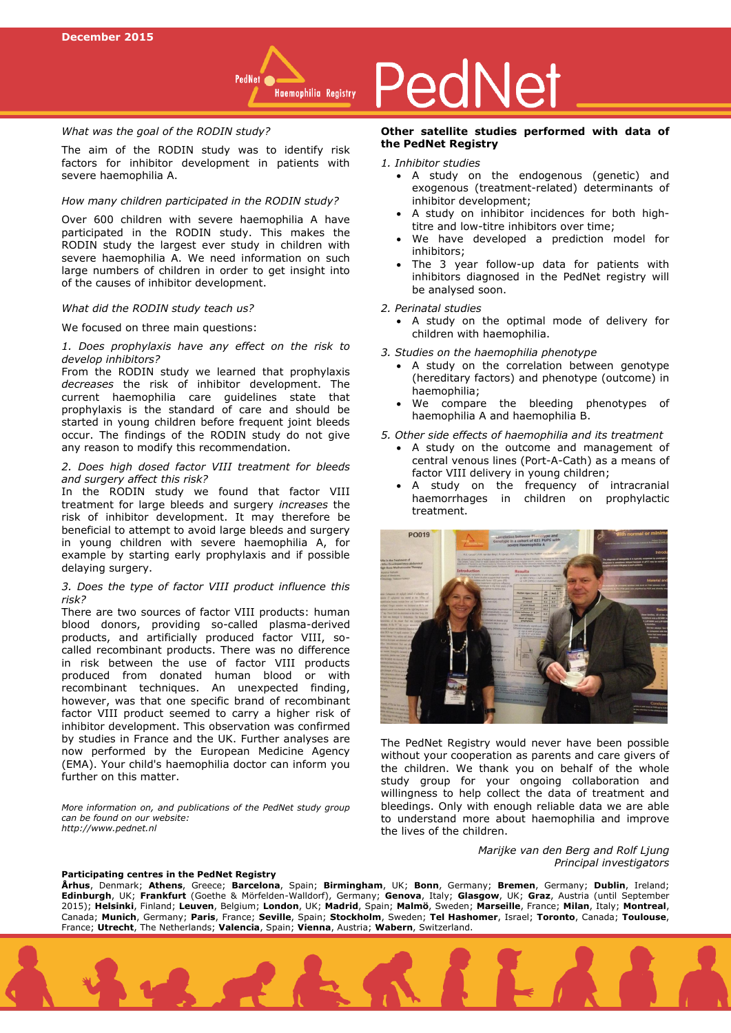December 2015

PedNet Haemophilia Registry

# PedNet

*What was the goal of the RODIN study?*

The aim of the RODIN study was to identify risk factors for inhibitor development in patients with severe haemophilia A.

*How many children participated in the RODIN study?*

Over 600 children with severe haemophilia A have participated in the RODIN study. This makes the RODIN study the largest ever study in children with severe haemophilia A. We need information on such large numbers of children in order to get insight into of the causes of inhibitor development.

*What did the RODIN study teach us?*

We focused on three main questions:

*1. Does prophylaxis have any effect on the risk to develop inhibitors?*
From the RODIN study we learned that prophylaxis *decreases* the risk of inhibitor development. The current haemophilia care guidelines state that prophylaxis is the standard of care and should be started in young children before frequent joint bleeds occur. The findings of the RODIN study do not give any reason to modify this recommendation.

*2. Does high dosed factor VIII treatment for bleeds and surgery affect this risk?*
In the RODIN study we found that factor VIII treatment for large bleeds and surgery *increases* the risk of inhibitor development. It may therefore be beneficial to attempt to avoid large bleeds and surgery in young children with severe haemophilia A, for example by starting early prophylaxis and if possible delaying surgery.

*3. Does the type of factor VIII product influence this risk?*
There are two sources of factor VIII products: human blood donors, providing so-called plasma-derived products, and artificially produced factor VIII, so-called recombinant products. There was no difference in risk between the use of factor VIII products produced from donated human blood or with recombinant techniques. An unexpected finding, however, was that one specific brand of recombinant factor VIII product seemed to carry a higher risk of inhibitor development. This observation was confirmed by studies in France and the UK. Further analyses are now performed by the European Medicine Agency (EMA). Your child's haemophilia doctor can inform you further on this matter.

*More information on, and publications of the PedNet study group can be found on our website: http://www.pednet.nl*

**Other satellite studies performed with data of the PedNet Registry**

*1. Inhibitor studies*

- A study on the endogenous (genetic) and exogenous (treatment-related) determinants of inhibitor development;
- A study on inhibitor incidences for both high-titre and low-titre inhibitors over time;
- We have developed a prediction model for inhibitors;
- The 3 year follow-up data for patients with inhibitors diagnosed in the PedNet registry will be analysed soon.

*2. Perinatal studies*

- A study on the optimal mode of delivery for children with haemophilia.

*3. Studies on the haemophilia phenotype*

- A study on the correlation between genotype (hereditary factors) and phenotype (outcome) in haemophilia;
- We compare the bleeding phenotypes of haemophilia A and haemophilia B.

*5. Other side effects of haemophilia and its treatment*

- A study on the outcome and management of central venous lines (Port-A-Cath) as a means of factor VIII delivery in young children;
- A study on the frequency of intracranial haemorrhages in children on prophylactic treatment.

The PedNet Registry would never have been possible without your cooperation as parents and care givers of the children. We thank you on behalf of the whole study group for your ongoing collaboration and willingness to help collect the data of treatment and bleedings. Only with enough reliable data we are able to understand more about haemophilia and improve the lives of the children.

*Marijke van den Berg and Rolf Ljung*
*Principal investigators*

**Participating centres in the PedNet Registry**
**Århus**, Denmark; **Athens**, Greece; **Barcelona**, Spain; **Birmingham**, UK; **Bonn**, Germany; **Bremen**, Germany; **Dublin**, Ireland; **Edinburgh**, UK; **Frankfurt** (Goethe & Mörfelden-Walldorf), Germany; **Genova**, Italy; **Glasgow**, UK; **Graz**, Austria (until September 2015); **Helsinki**, Finland; **Leuven**, Belgium; **London**, UK; **Madrid**, Spain; **Malmö**, Sweden; **Marseille**, France; **Milan**, Italy; **Montreal**, Canada; **Munich**, Germany; **Paris**, France; **Seville**, Spain; **Stockholm**, Sweden; **Tel Hashomer**, Israel; **Toronto**, Canada; **Toulouse**, France; **Utrecht**, The Netherlands; **Valencia**, Spain; **Vienna**, Austria; **Wabern**, Switzerland.